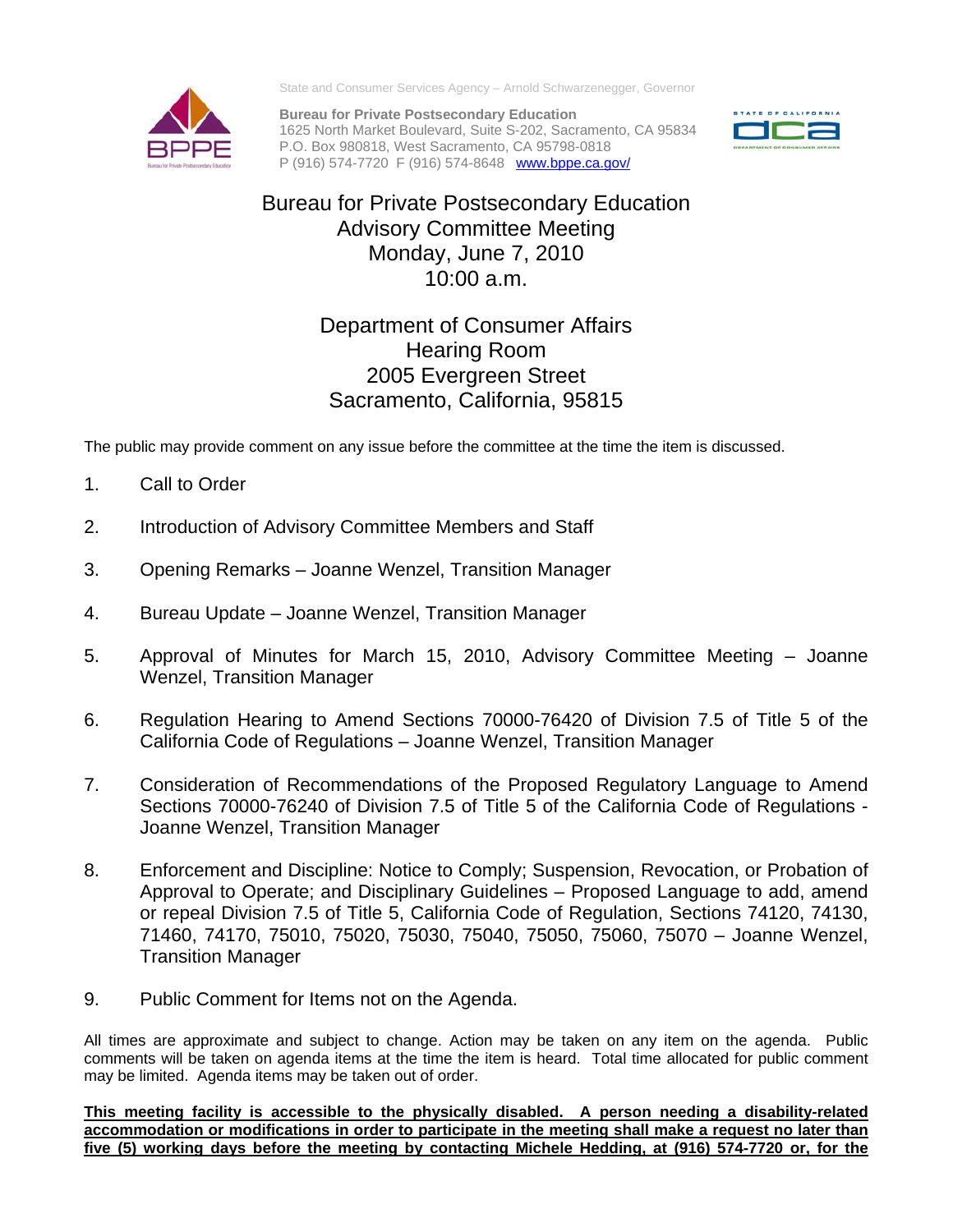State and Consumer Services Agency – Arnold Schwarzenegger, Governor

**Bureau for Private Postsecondary Education**
1625 North Market Boulevard, Suite S-202, Sacramento, CA 95834
P.O. Box 980818, West Sacramento, CA 95798-0818
P (916) 574-7720 F (916) 574-8648 www.bppe.ca.gov/

# Bureau for Private Postsecondary Education
## Advisory Committee Meeting
## Monday, June 7, 2010
## 10:00 a.m.

## Department of Consumer Affairs
## Hearing Room
## 2005 Evergreen Street
## Sacramento, California, 95815

The public may provide comment on any issue before the committee at the time the item is discussed.

1. Call to Order

2. Introduction of Advisory Committee Members and Staff

3. Opening Remarks – Joanne Wenzel, Transition Manager

4. Bureau Update – Joanne Wenzel, Transition Manager

5. Approval of Minutes for March 15, 2010, Advisory Committee Meeting – Joanne Wenzel, Transition Manager

6. Regulation Hearing to Amend Sections 70000-76420 of Division 7.5 of Title 5 of the California Code of Regulations – Joanne Wenzel, Transition Manager

7. Consideration of Recommendations of the Proposed Regulatory Language to Amend Sections 70000-76240 of Division 7.5 of Title 5 of the California Code of Regulations - Joanne Wenzel, Transition Manager

8. Enforcement and Discipline: Notice to Comply; Suspension, Revocation, or Probation of Approval to Operate; and Disciplinary Guidelines – Proposed Language to add, amend or repeal Division 7.5 of Title 5, California Code of Regulation, Sections 74120, 74130, 71460, 74170, 75010, 75020, 75030, 75040, 75050, 75060, 75070 – Joanne Wenzel, Transition Manager

9. Public Comment for Items not on the Agenda.

All times are approximate and subject to change. Action may be taken on any item on the agenda. Public comments will be taken on agenda items at the time the item is heard. Total time allocated for public comment may be limited. Agenda items may be taken out of order.

**This meeting facility is accessible to the physically disabled. A person needing a disability-related accommodation or modifications in order to participate in the meeting shall make a request no later than five (5) working days before the meeting by contacting Michele Hedding, at (916) 574-7720 or, for the**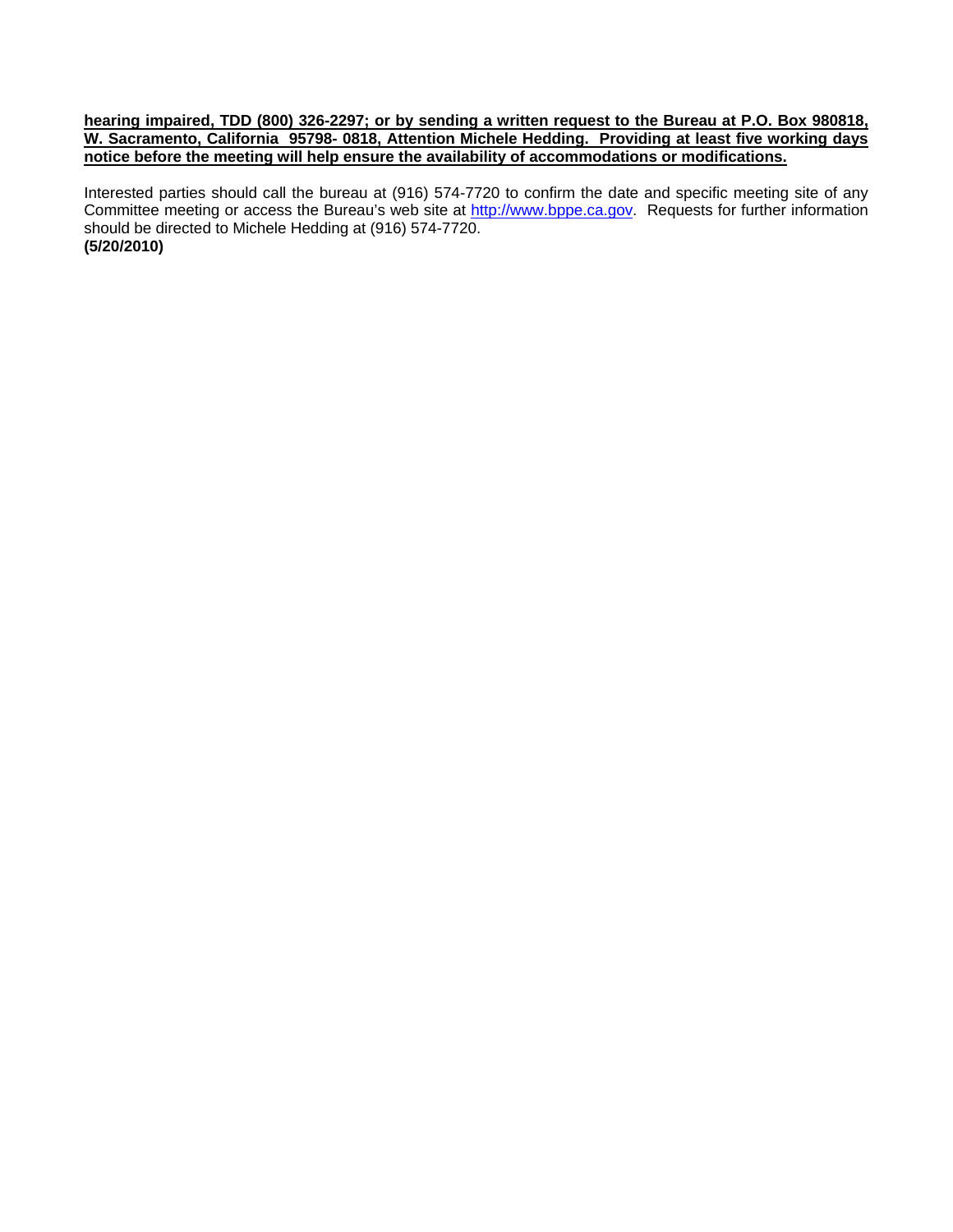**hearing impaired, TDD (800) 326-2297; or by sending a written request to the Bureau at P.O. Box 980818, W. Sacramento, California 95798- 0818, Attention Michele Hedding. Providing at least five working days notice before the meeting will help ensure the availability of accommodations or modifications.**

Interested parties should call the bureau at (916) 574-7720 to confirm the date and specific meeting site of any Committee meeting or access the Bureau's web site at http://www.bppe.ca.gov. Requests for further information should be directed to Michele Hedding at (916) 574-7720.
**(5/20/2010)**